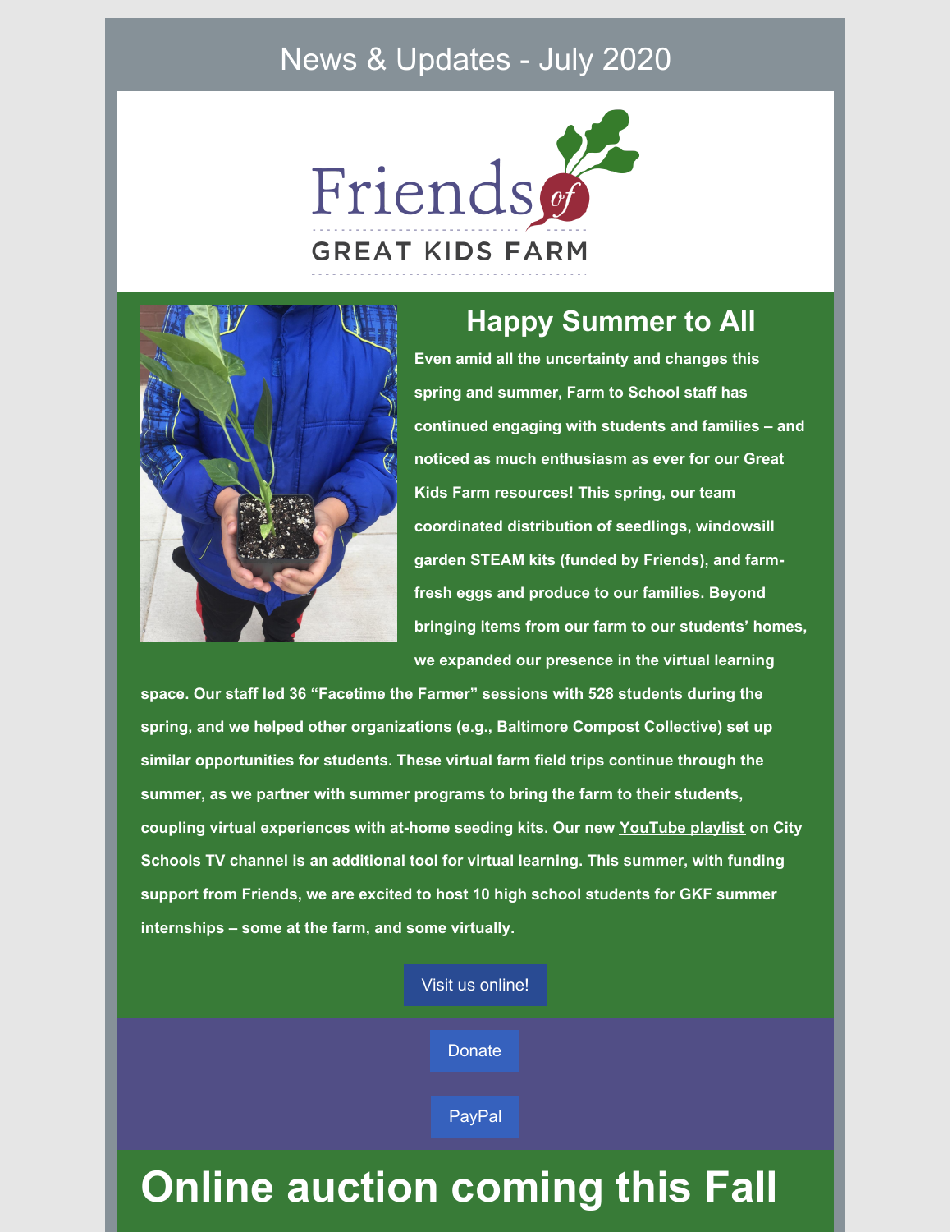# News & Updates - July 2020

Friends of GREAT KIDS FARM

## Happy Summer to All

**Even amid all the uncertainty and changes this spring and summer, Farm to School staff has continued engaging with students and families – and noticed as much enthusiasm as ever for our Great Kids Farm resources! This spring, our team coordinated distribution of seedlings, windowsill garden STEAM kits (funded by Friends), and farm-fresh eggs and produce to our families. Beyond bringing items from our farm to our students' homes, we expanded our presence in the virtual learning space. Our staff led 36 "Facetime the Farmer" sessions with 528 students during the spring, and we helped other organizations (e.g., Baltimore Compost Collective) set up similar opportunities for students. These virtual farm field trips continue through the summer, as we partner with summer programs to bring the farm to their students, coupling virtual experiences with at-home seeding kits. Our new YouTube playlist on City Schools TV channel is an additional tool for virtual learning. This summer, with funding support from Friends, we are excited to host 10 high school students for GKF summer internships – some at the farm, and some virtually.**

Visit us online!

Donate

PayPal

# Online auction coming this Fall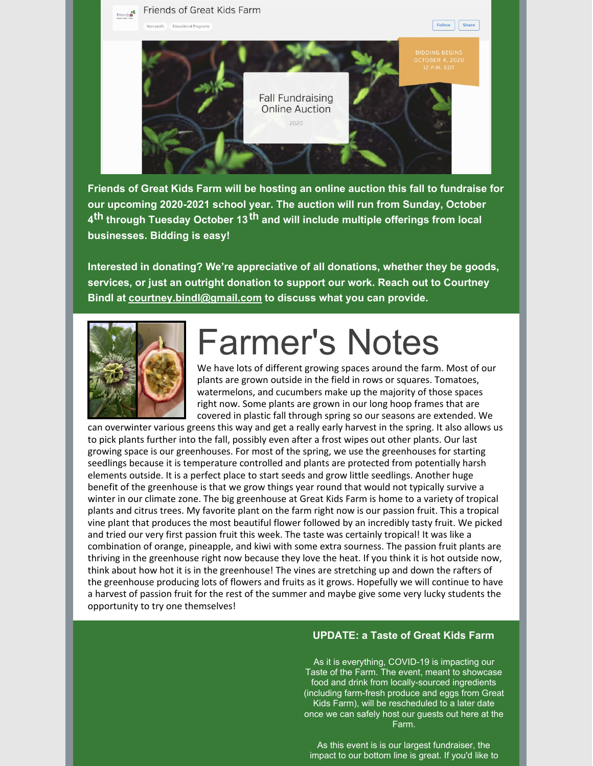Friends of Great Kids Farm will be hosting an online auction this fall to fundraise for our upcoming 2020-2021 school year. The auction will run from Sunday, October 4th through Tuesday October 13th and will include multiple offerings from local businesses. Bidding is easy!**

**Interested in donating? We're appreciative of all donations, whether they be goods, services, or just an outright donation to support our work. Reach out to Courtney Bindl at courtney.bindl@gmail.com to discuss what you can provide.**

# Farmer's Notes

We have lots of different growing spaces around the farm. Most of our plants are grown outside in the field in rows or squares. Tomatoes, watermelons, and cucumbers make up the majority of those spaces right now. Some plants are grown in our long hoop frames that are covered in plastic fall through spring so our seasons are extended. We can overwinter various greens this way and get a really early harvest in the spring. It also allows us to pick plants further into the fall, possibly even after a frost wipes out other plants. Our last growing space is our greenhouses. For most of the spring, we use the greenhouses for starting seedlings because it is temperature controlled and plants are protected from potentially harsh elements outside. It is a perfect place to start seeds and grow little seedlings. Another huge benefit of the greenhouse is that we grow things year round that would not typically survive a winter in our climate zone. The big greenhouse at Great Kids Farm is home to a variety of tropical plants and citrus trees. My favorite plant on the farm right now is our passion fruit. This a tropical vine plant that produces the most beautiful flower followed by an incredibly tasty fruit. We picked and tried our very first passion fruit this week. The taste was certainly tropical! It was like a combination of orange, pineapple, and kiwi with some extra sourness. The passion fruit plants are thriving in the greenhouse right now because they love the heat. If you think it is hot outside now, think about how hot it is in the greenhouse! The vines are stretching up and down the rafters of the greenhouse producing lots of flowers and fruits as it grows. Hopefully we will continue to have a harvest of passion fruit for the rest of the summer and maybe give some very lucky students the opportunity to try one themselves!

### UPDATE: a Taste of Great Kids Farm

As it is everything, COVID-19 is impacting our Taste of the Farm. The event, meant to showcase food and drink from locally-sourced ingredients (including farm-fresh produce and eggs from Great Kids Farm), will be rescheduled to a later date once we can safely host our guests out here at the Farm.

As this event is is our largest fundraiser, the impact to our bottom line is great. If you'd like to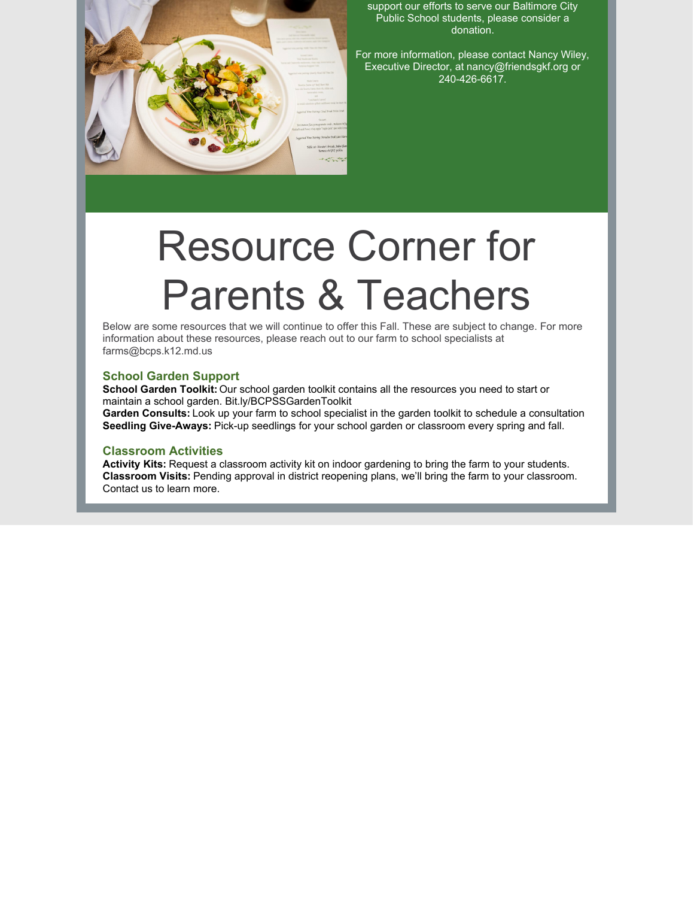support our efforts to serve our Baltimore City Public School students, please consider a donation.

For more information, please contact Nancy Wiley, Executive Director, at nancy@friendsgkf.org or 240-426-6617.

# Resource Corner for Parents & Teachers

Below are some resources that we will continue to offer this Fall. These are subject to change. For more information about these resources, please reach out to our farm to school specialists at farms@bcps.k12.md.us

### School Garden Support

**School Garden Toolkit:** Our school garden toolkit contains all the resources you need to start or maintain a school garden. Bit.ly/BCPSSGardenToolkit
**Garden Consults:** Look up your farm to school specialist in the garden toolkit to schedule a consultation
**Seedling Give-Aways:** Pick-up seedlings for your school garden or classroom every spring and fall.

### Classroom Activities

**Activity Kits:** Request a classroom activity kit on indoor gardening to bring the farm to your students.
**Classroom Visits:** Pending approval in district reopening plans, we'll bring the farm to your classroom. Contact us to learn more.